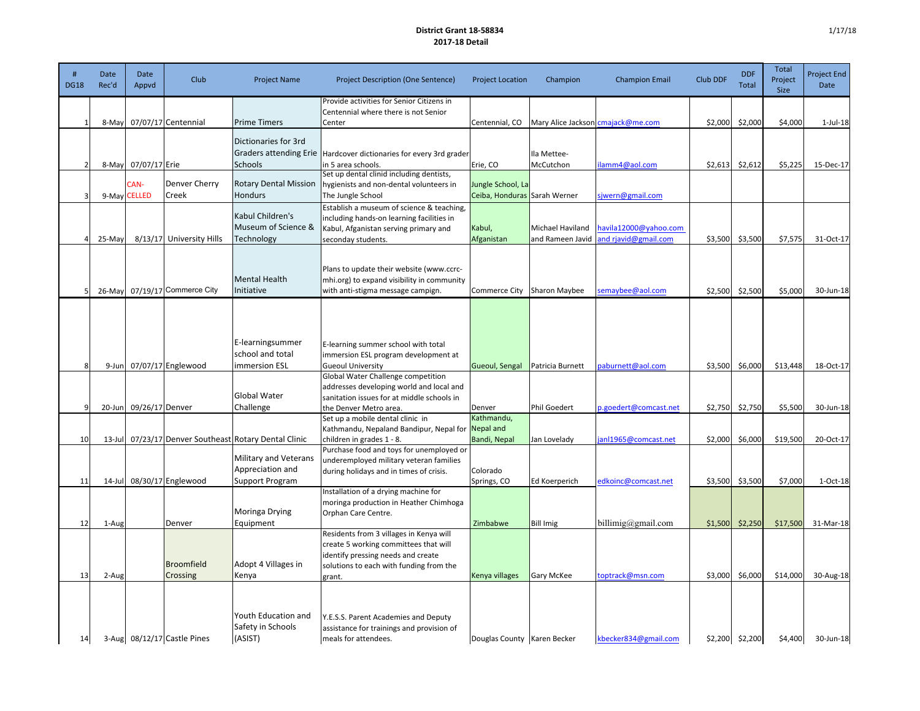**District Grant 18-58834**
**2017-18 Detail**

1/17/18

| # DG18 | Date Rec'd | Date Appvd | Club | Project Name | Project Description (One Sentence) | Project Location | Champion | Champion Email | Club DDF | DDF Total | Total Project Size | Project End Date |
|---|---|---|---|---|---|---|---|---|---|---|---|---|
| 1 | 8-May | 07/07/17 | Centennial | Prime Timers | Provide activities for Senior Citizens in Centennial where there is not Senior Center | Centennial, CO | Mary Alice Jackson | cmajack@me.com | $2,000 | $2,000 | $4,000 | 1-Jul-18 |
| 2 | 8-May | 07/07/17 | Erie | Dictionaries for 3rd Graders attending Erie Schools | Hardcover dictionaries for every 3rd grader in 5 area schools. | Erie, CO | Ila Mettee-McCutchon | ilamm4@aol.com | $2,613 | $2,612 | $5,225 | 15-Dec-17 |
| 3 | 9-May | CAN-CELLED | Denver Cherry Creek | Rotary Dental Mission Hondurs | Set up dental clinid including dentists, hygienists and non-dental volunteers in The Jungle School | Jungle School, La Ceiba, Honduras | Sarah Werner | sjwern@gmail.com | | | | |
| 4 | 25-May | 8/13/17 | University Hills | Kabul Children's Museum of Science & Technology | Establish a museum of science & teaching, including hands-on learning facilities in Kabul, Afganistan serving primary and seconday students. | Kabul, Afganistan | Michael Haviland and Rameen Javid | havila12000@yahoo.com and rjavid@gmail.com | $3,500 | $3,500 | $7,575 | 31-Oct-17 |
| 5 | 26-May | 07/19/17 | Commerce City | Mental Health Initiative | Plans to update their website (www.ccrc-mhi.org) to expand visibility in community with anti-stigma message campign. | Commerce City | Sharon Maybee | semaybee@aol.com | $2,500 | $2,500 | $5,000 | 30-Jun-18 |
| 8 | 9-Jun | 07/07/17 | Englewood | E-learningsummer school and total immersion ESL | E-learning summer school with total immersion ESL program development at Gueoul University | Gueoul, Sengal | Patricia Burnett | paburnett@aol.com | $3,500 | $6,000 | $13,448 | 18-Oct-17 |
| 9 | 20-Jun | 09/26/17 | Denver | Global Water Challenge | Global Water Challenge competition addresses developing world and local and sanitation issues for at middle schools in the Denver Metro area. | Denver | Phil Goedert | p.goedert@comcast.net | $2,750 | $2,750 | $5,500 | 30-Jun-18 |
| 10 | 13-Jul | 07/23/17 | Denver Southeast | Rotary Dental Clinic | Set up a mobile dental clinic in Kathmandu, Nepaland Bandipur, Nepal for children in grades 1 - 8. | Kathmandu, Nepal and Bandi, Nepal | Jan Lovelady | janl1965@comcast.net | $2,000 | $6,000 | $19,500 | 20-Oct-17 |
| 11 | 14-Jul | 08/30/17 | Englewood | Military and Veterans Appreciation and Support Program | Purchase food and toys for unemployed or underemployed military veteran families during holidays and in times of crisis. | Colorado Springs, CO | Ed Koerperich | edkoinc@comcast.net | $3,500 | $3,500 | $7,000 | 1-Oct-18 |
| 12 | 1-Aug | | Denver | Moringa Drying Equipment | Installation of a drying machine for moringa production in Heather Chimhoga Orphan Care Centre. | Zimbabwe | Bill Imig | billimig@gmail.com | $1,500 | $2,250 | $17,500 | 31-Mar-18 |
| 13 | 2-Aug | | Broomfield Crossing | Adopt 4 Villages in Kenya | Residents from 3 villages in Kenya will create 5 working committees that will identify pressing needs and create solutions to each with funding from the grant. | Kenya villages | Gary McKee | toptrack@msn.com | $3,000 | $6,000 | $14,000 | 30-Aug-18 |
| 14 | 3-Aug | 08/12/17 | Castle Pines | Youth Education and Safety in Schools (ASIST) | Y.E.S.S. Parent Academies and Deputy assistance for trainings and provision of meals for attendees. | Douglas County | Karen Becker | kbecker834@gmail.com | $2,200 | $2,200 | $4,400 | 30-Jun-18 |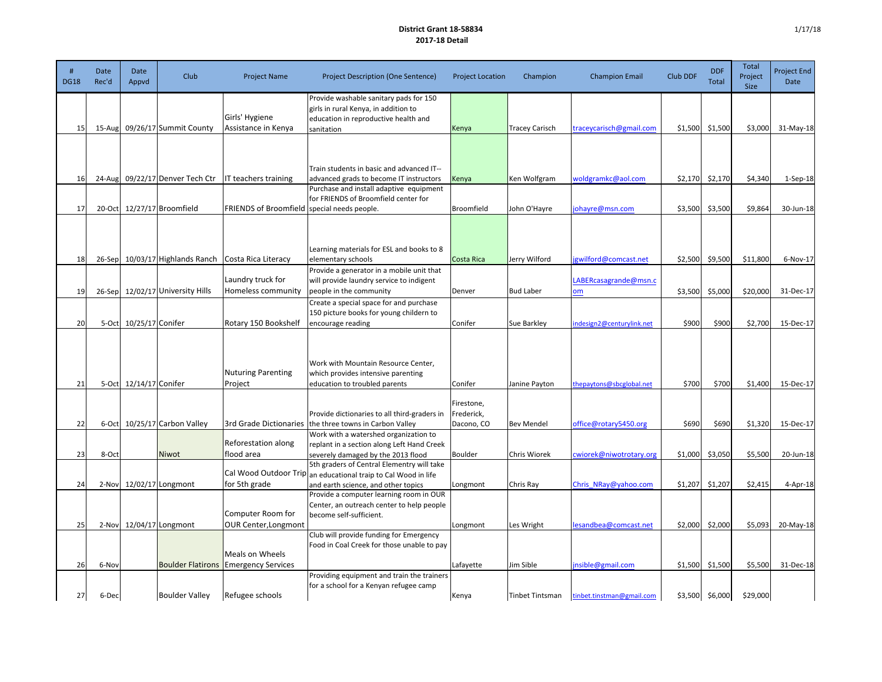**District Grant 18-58834**
**2017-18 Detail**

1/17/18

| # DG18 | Date Rec'd | Date Appvd | Club | Project Name | Project Description (One Sentence) | Project Location | Champion | Champion Email | Club DDF | DDF Total | Total Project Size | Project End Date |
|---|---|---|---|---|---|---|---|---|---|---|---|---|
| 15 | 15-Aug | 09/26/17 | Summit County | Girls' Hygiene Assistance in Kenya | Provide washable sanitary pads for 150 girls in rural Kenya, in addition to education in reproductive health and sanitation | Kenya | Tracey Carisch | traceycarisch@gmail.com | $1,500 | $1,500 | $3,000 | 31-May-18 |
| 16 | 24-Aug | 09/22/17 | Denver Tech Ctr | IT teachers training | Train students in basic and advanced IT--advanced grads to become IT instructors | Kenya | Ken Wolfgram | woldgramkc@aol.com | $2,170 | $2,170 | $4,340 | 1-Sep-18 |
| 17 | 20-Oct | 12/27/17 | Broomfield | FRIENDS of Broomfield | Purchase and install adaptive equipment for FRIENDS of Broomfield center for special needs people. | Broomfield | John O'Hayre | johayre@msn.com | $3,500 | $3,500 | $9,864 | 30-Jun-18 |
| 18 | 26-Sep | 10/03/17 | Highlands Ranch | Costa Rica Literacy | Learning materials for ESL and books to 8 elementary schools | Costa Rica | Jerry Wilford | jgwilford@comcast.net | $2,500 | $9,500 | $11,800 | 6-Nov-17 |
| 19 | 26-Sep | 12/02/17 | University Hills | Laundry truck for Homeless community | Provide a generator in a mobile unit that will provide laundry service to indigent people in the community | Denver | Bud Laber | LABERcasagrande@msn.com | $3,500 | $5,000 | $20,000 | 31-Dec-17 |
| 20 | 5-Oct | 10/25/17 | Conifer | Rotary 150 Bookshelf | Create a special space for and purchase 150 picture books for young childern to encourage reading | Conifer | Sue Barkley | indesign2@centurylink.net | $900 | $900 | $2,700 | 15-Dec-17 |
| 21 | 5-Oct | 12/14/17 | Conifer | Nuturing Parenting Project | Work with Mountain Resource Center, which provides intensive parenting education to troubled parents | Conifer | Janine Payton | thepaytons@sbcglobal.net | $700 | $700 | $1,400 | 15-Dec-17 |
| 22 | 6-Oct | 10/25/17 | Carbon Valley | 3rd Grade Dictionaries | Provide dictionaries to all third-graders in the three towns in Carbon Valley | Firestone, Frederick, Dacono, CO | Bev Mendel | office@rotary5450.org | $690 | $690 | $1,320 | 15-Dec-17 |
| 23 | 8-Oct | | Niwot | Reforestation along flood area | Work with a watershed organization to replant in a section along Left Hand Creek severely damaged by the 2013 flood | Boulder | Chris Wiorek | cwiorek@niwotrotary.org | $1,000 | $3,050 | $5,500 | 20-Jun-18 |
| 24 | 2-Nov | 12/02/17 | Longmont | Cal Wood Outdoor Trip for 5th grade | 5th graders of Central Elementry will take an educational traip to Cal Wood in life and earth science, and other topics | Longmont | Chris Ray | Chris_NRay@yahoo.com | $1,207 | $1,207 | $2,415 | 4-Apr-18 |
| 25 | 2-Nov | 12/04/17 | Longmont | Computer Room for OUR Center,Longmont | Provide a computer learning room in OUR Center, an outreach center to help people become self-sufficient. | Longmont | Les Wright | lesandbea@comcast.net | $2,000 | $2,000 | $5,093 | 20-May-18 |
| 26 | 6-Nov | | Boulder Flatirons | Meals on Wheels Emergency Services | Club will provide funding for Emergency Food in Coal Creek for those unable to pay | Lafayette | Jim Sible | jnsible@gmail.com | $1,500 | $1,500 | $5,500 | 31-Dec-18 |
| 27 | 6-Dec | | Boulder Valley | Refugee schools | Providing equipment and train the trainers for a school for a Kenyan refugee camp | Kenya | Tinbet Tintsman | tinbet.tintsman@gmail.com | $3,500 | $6,000 | $29,000 | |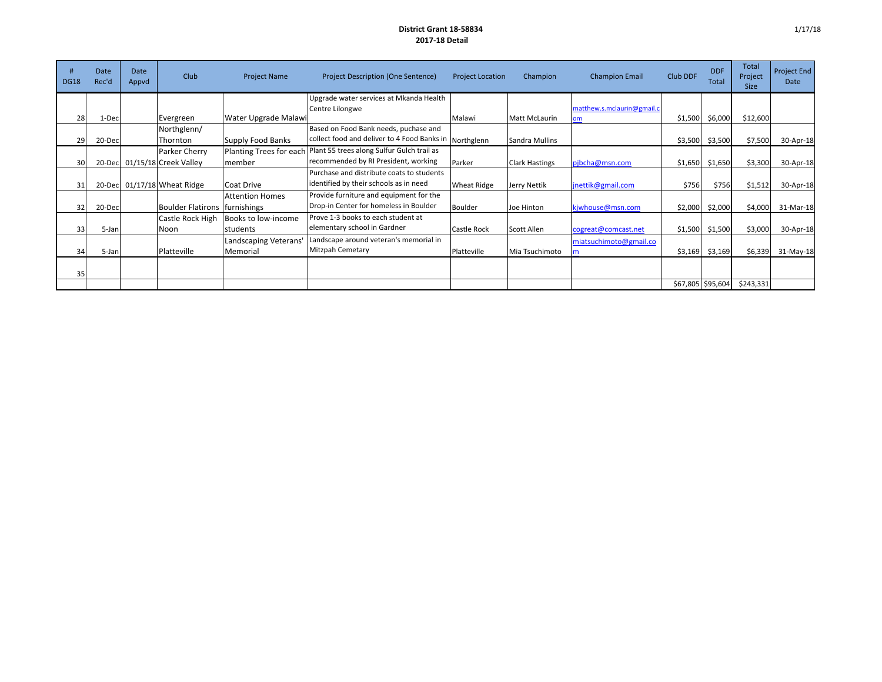**District Grant 18-58834**
**2017-18 Detail**

| # DG18 | Date Rec'd | Date Appvd | Club | Project Name | Project Description (One Sentence) | Project Location | Champion | Champion Email | Club DDF | DDF Total | Total Project Size | Project End Date |
|---|---|---|---|---|---|---|---|---|---|---|---|---|
| 28 | 1-Dec | | Evergreen | Water Upgrade Malawi | Upgrade water services at Mkanda Health Centre Lilongwe | Malawi | Matt McLaurin | matthew.s.mclaurin@gmail.com | $1,500 | $6,000 | $12,600 | |
| 29 | 20-Dec | | Northglenn/ Thornton | Supply Food Banks | Based on Food Bank needs, puchase and collect food and deliver to 4 Food Banks in | Northglenn | Sandra Mullins | | $3,500 | $3,500 | $7,500 | 30-Apr-18 |
| 30 | 20-Dec | 01/15/18 | Parker Cherry Creek Valley | Planting Trees for each member | Plant 55 trees along Sulfur Gulch trail as recommended by RI President, working | Parker | Clark Hastings | pjbcha@msn.com | $1,650 | $1,650 | $3,300 | 30-Apr-18 |
| 31 | 20-Dec | 01/17/18 | Wheat Ridge | Coat Drive | Purchase and distribute coats to students identified by their schools as in need | Wheat Ridge | Jerry Nettik | jnettik@gmail.com | $756 | $756 | $1,512 | 30-Apr-18 |
| 32 | 20-Dec | | Boulder Flatirons | Attention Homes furnishings | Provide furniture and equipment for the Drop-in Center for homeless in Boulder | Boulder | Joe Hinton | kjwhouse@msn.com | $2,000 | $2,000 | $4,000 | 31-Mar-18 |
| 33 | 5-Jan | | Castle Rock High Noon | Books to low-income students | Prove 1-3 books to each student at elementary school in Gardner | Castle Rock | Scott Allen | cogreat@comcast.net | $1,500 | $1,500 | $3,000 | 30-Apr-18 |
| 34 | 5-Jan | | Platteville | Landscaping Veterans' Memorial | Landscape around veteran's memorial in Mitzpah Cemetary | Platteville | Mia Tsuchimoto | miatsuchimoto@gmail.com | $3,169 | $3,169 | $6,339 | 31-May-18 |
| 35 | | | | | | | | | | | | |
| | | | | | | | | | $67,805 | $95,604 | $243,331 | |